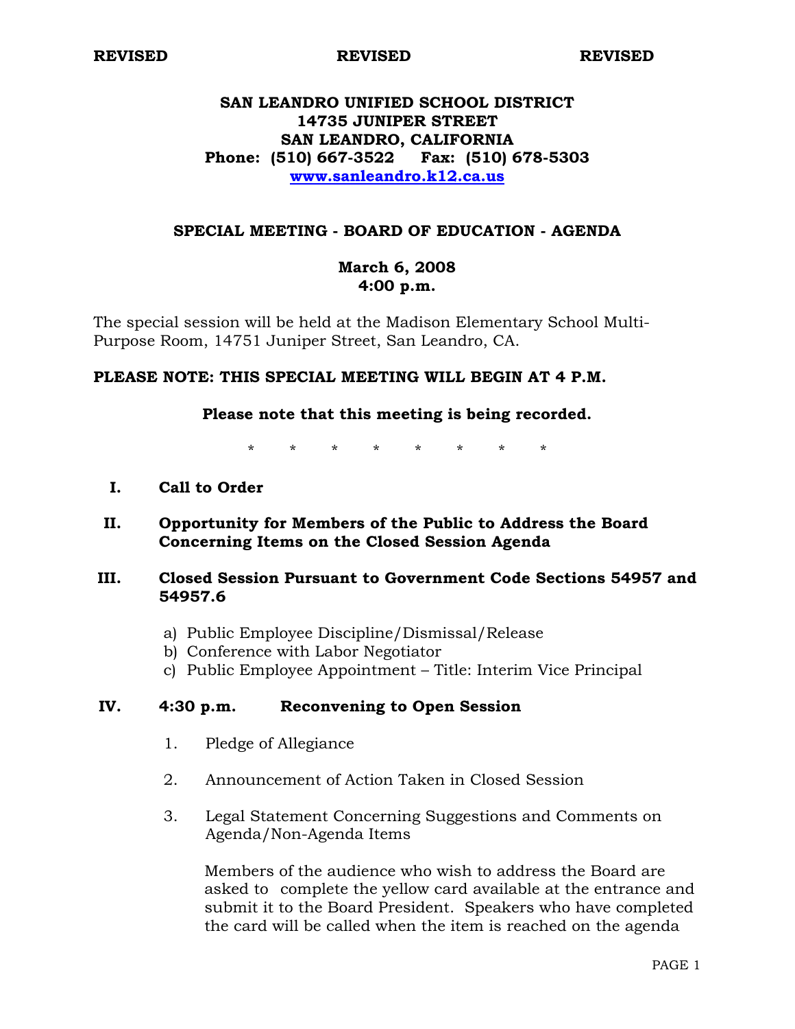**REVISED** **REVISED** **REVISED**

# SAN LEANDRO UNIFIED SCHOOL DISTRICT
**14735 JUNIPER STREET**
**SAN LEANDRO, CALIFORNIA**
**Phone: (510) 667-3522 Fax: (510) 678-5303**
**www.sanleandro.k12.ca.us**

## SPECIAL MEETING - BOARD OF EDUCATION - AGENDA

**March 6, 2008**
**4:00 p.m.**

The special session will be held at the Madison Elementary School Multi-Purpose Room, 14751 Juniper Street, San Leandro, CA.

**PLEASE NOTE: THIS SPECIAL MEETING WILL BEGIN AT 4 P.M.**

**Please note that this meeting is being recorded.**

\* \* \* \* \* \* \* \*

**I. Call to Order**

**II. Opportunity for Members of the Public to Address the Board Concerning Items on the Closed Session Agenda**

**III. Closed Session Pursuant to Government Code Sections 54957 and 54957.6**

a) Public Employee Discipline/Dismissal/Release
b) Conference with Labor Negotiator
c) Public Employee Appointment – Title: Interim Vice Principal

**IV. 4:30 p.m. Reconvening to Open Session**

1. Pledge of Allegiance

2. Announcement of Action Taken in Closed Session

3. Legal Statement Concerning Suggestions and Comments on Agenda/Non-Agenda Items

   Members of the audience who wish to address the Board are asked to complete the yellow card available at the entrance and submit it to the Board President. Speakers who have completed the card will be called when the item is reached on the agenda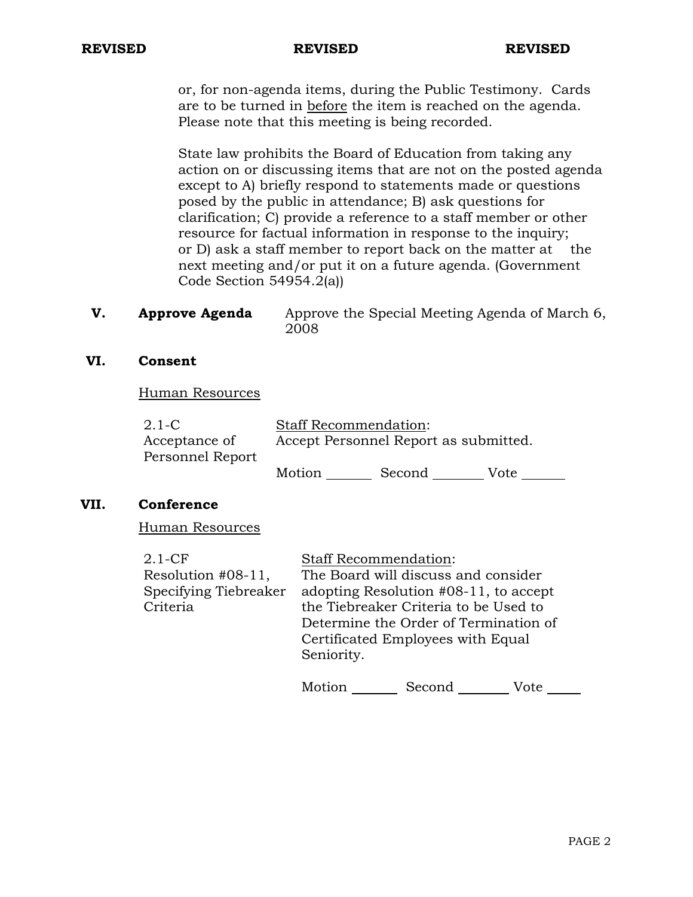**REVISED** **REVISED** **REVISED**

or, for non-agenda items, during the Public Testimony. Cards are to be turned in before the item is reached on the agenda. Please note that this meeting is being recorded.

State law prohibits the Board of Education from taking any action on or discussing items that are not on the posted agenda except to A) briefly respond to statements made or questions posed by the public in attendance; B) ask questions for clarification; C) provide a reference to a staff member or other resource for factual information in response to the inquiry; or D) ask a staff member to report back on the matter at the next meeting and/or put it on a future agenda. (Government Code Section 54954.2(a))

## V. Approve Agenda

Approve the Special Meeting Agenda of March 6, 2008

## VI. Consent

Human Resources

2.1-C Acceptance of Personnel Report

Staff Recommendation:
Accept Personnel Report as submitted.

Motion _______ Second _______ Vote _______

## VII. Conference

Human Resources

2.1-CF Resolution #08-11, Specifying Tiebreaker Criteria

Staff Recommendation:
The Board will discuss and consider adopting Resolution #08-11, to accept the Tiebreaker Criteria to be Used to Determine the Order of Termination of Certificated Employees with Equal Seniority.

Motion _______ Second _______ Vote _______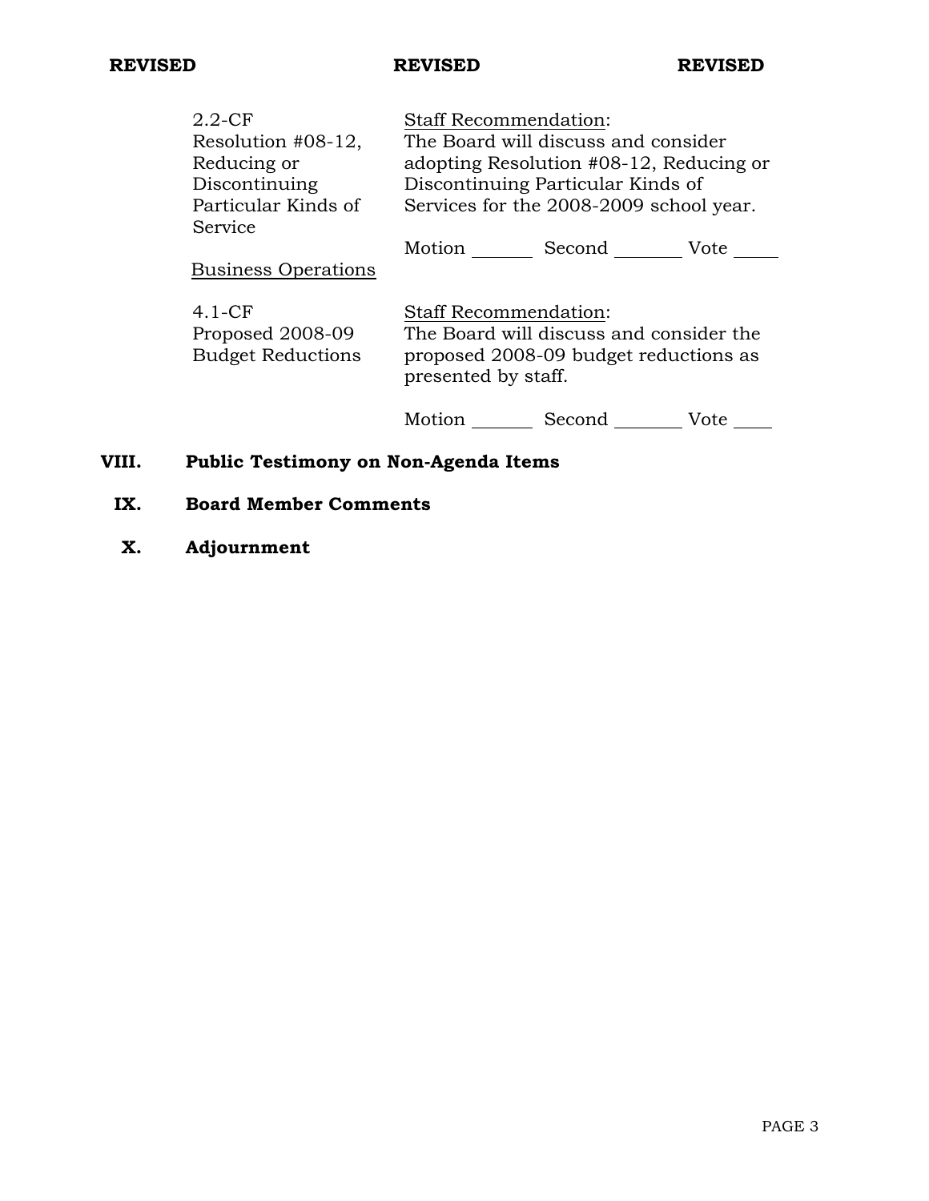**REVISED** **REVISED** **REVISED**

| | |
|---|---|
| 2.2-CF<br>Resolution #08-12, Reducing or Discontinuing Particular Kinds of Service | Staff Recommendation:<br>The Board will discuss and consider adopting Resolution #08-12, Reducing or Discontinuing Particular Kinds of Services for the 2008-2009 school year.<br><br>Motion _______ Second ________ Vote _____ |
| Business Operations | |
| 4.1-CF<br>Proposed 2008-09 Budget Reductions | Staff Recommendation:<br>The Board will discuss and consider the proposed 2008-09 budget reductions as presented by staff.<br><br>Motion _______ Second ________ Vote ____ |

## VIII. Public Testimony on Non-Agenda Items

## IX. Board Member Comments

## X. Adjournment